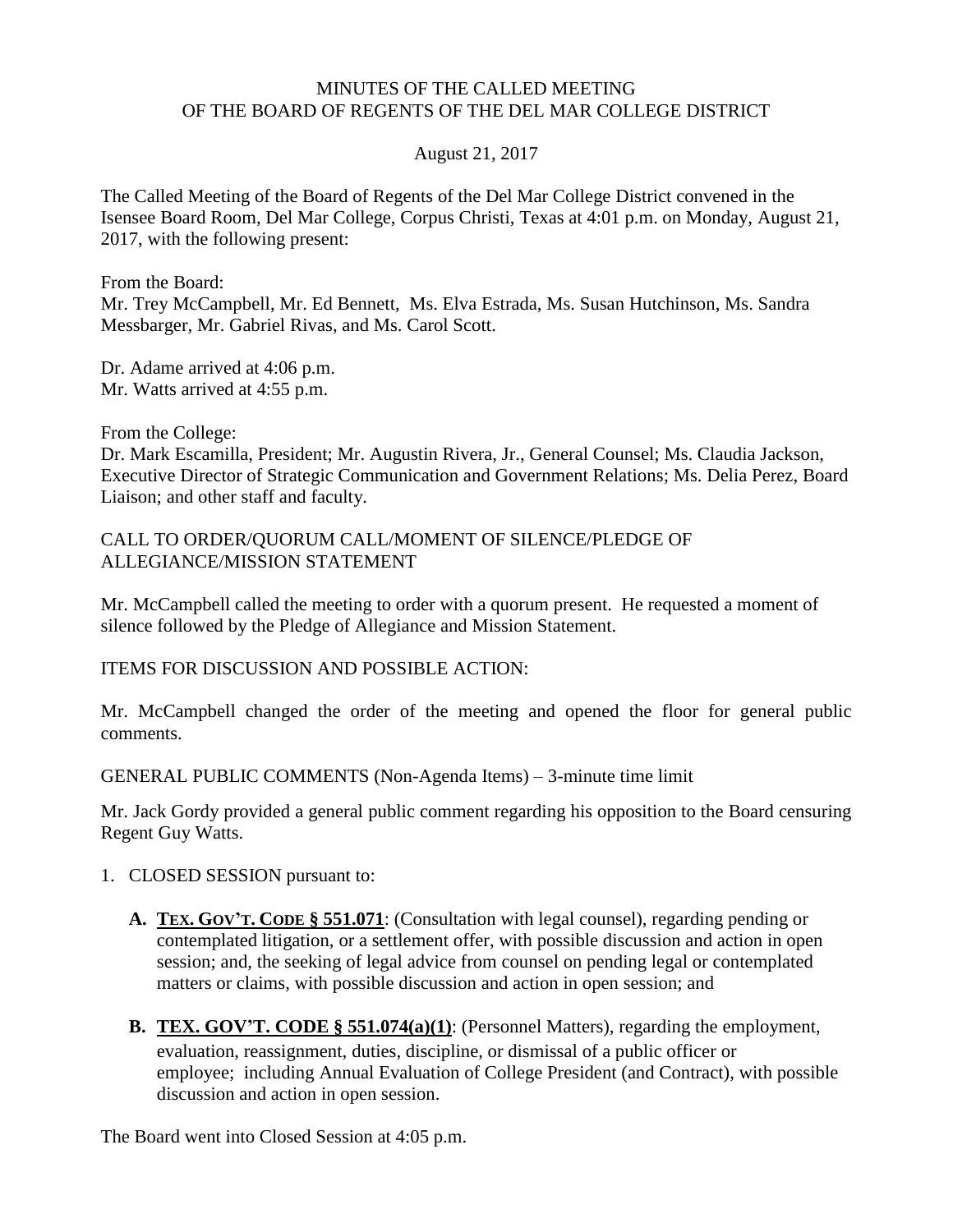MINUTES OF THE CALLED MEETING
OF THE BOARD OF REGENTS OF THE DEL MAR COLLEGE DISTRICT

August 21, 2017

The Called Meeting of the Board of Regents of the Del Mar College District convened in the Isensee Board Room, Del Mar College, Corpus Christi, Texas at 4:01 p.m. on Monday, August 21, 2017, with the following present:

From the Board:
Mr. Trey McCampbell, Mr. Ed Bennett, Ms. Elva Estrada, Ms. Susan Hutchinson, Ms. Sandra Messbarger, Mr. Gabriel Rivas, and Ms. Carol Scott.

Dr. Adame arrived at 4:06 p.m.
Mr. Watts arrived at 4:55 p.m.

From the College:
Dr. Mark Escamilla, President; Mr. Augustin Rivera, Jr., General Counsel; Ms. Claudia Jackson, Executive Director of Strategic Communication and Government Relations; Ms. Delia Perez, Board Liaison; and other staff and faculty.

CALL TO ORDER/QUORUM CALL/MOMENT OF SILENCE/PLEDGE OF ALLEGIANCE/MISSION STATEMENT

Mr. McCampbell called the meeting to order with a quorum present. He requested a moment of silence followed by the Pledge of Allegiance and Mission Statement.

ITEMS FOR DISCUSSION AND POSSIBLE ACTION:

Mr. McCampbell changed the order of the meeting and opened the floor for general public comments.

GENERAL PUBLIC COMMENTS (Non-Agenda Items) – 3-minute time limit

Mr. Jack Gordy provided a general public comment regarding his opposition to the Board censuring Regent Guy Watts.

1. CLOSED SESSION pursuant to:

   **A. TEX. GOV'T. CODE § 551.071**: (Consultation with legal counsel), regarding pending or contemplated litigation, or a settlement offer, with possible discussion and action in open session; and, the seeking of legal advice from counsel on pending legal or contemplated matters or claims, with possible discussion and action in open session; and

   **B. TEX. GOV'T. CODE § 551.074(a)(1)**: (Personnel Matters), regarding the employment, evaluation, reassignment, duties, discipline, or dismissal of a public officer or employee; including Annual Evaluation of College President (and Contract), with possible discussion and action in open session.

The Board went into Closed Session at 4:05 p.m.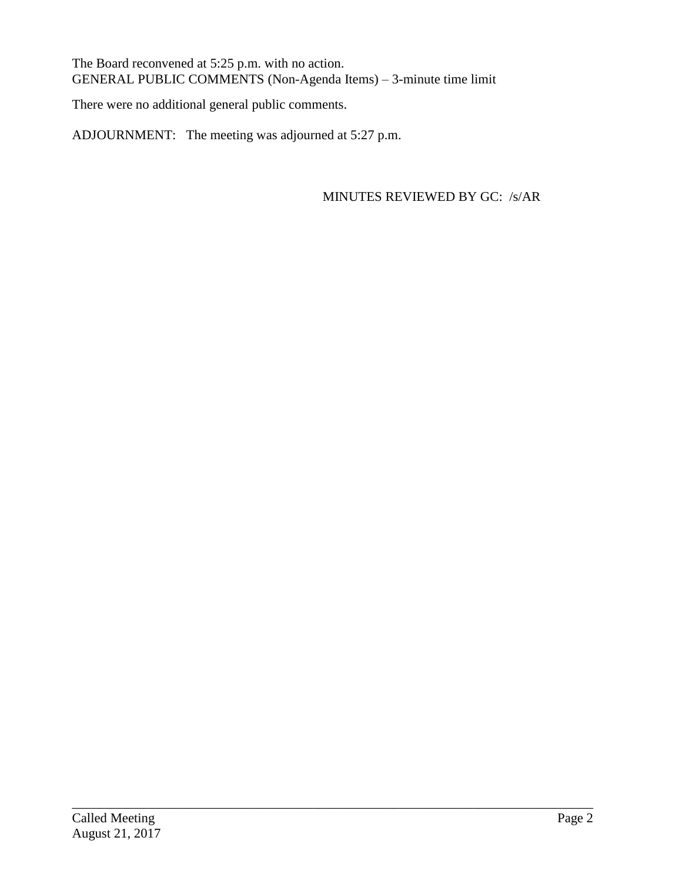The Board reconvened at 5:25 p.m. with no action.
GENERAL PUBLIC COMMENTS (Non-Agenda Items) – 3-minute time limit

There were no additional general public comments.

ADJOURNMENT: The meeting was adjourned at 5:27 p.m.

MINUTES REVIEWED BY GC: /s/AR